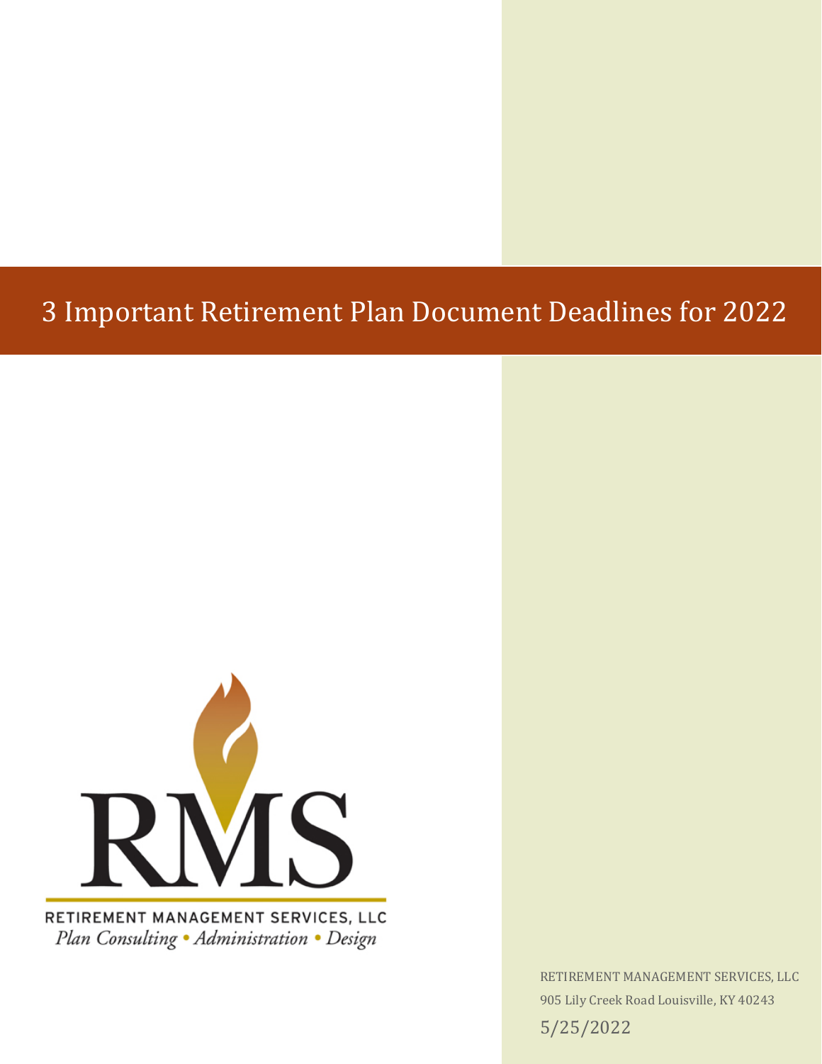# 3 Important Retirement Plan Document Deadlines for 2022

RETIREMENT MANAGEMENT SERVICES, LLC

*Plan Consulting • Administration • Design*

RETIREMENT MANAGEMENT SERVICES, LLC

905 Lily Creek Road Louisville, KY 40243

5/25/2022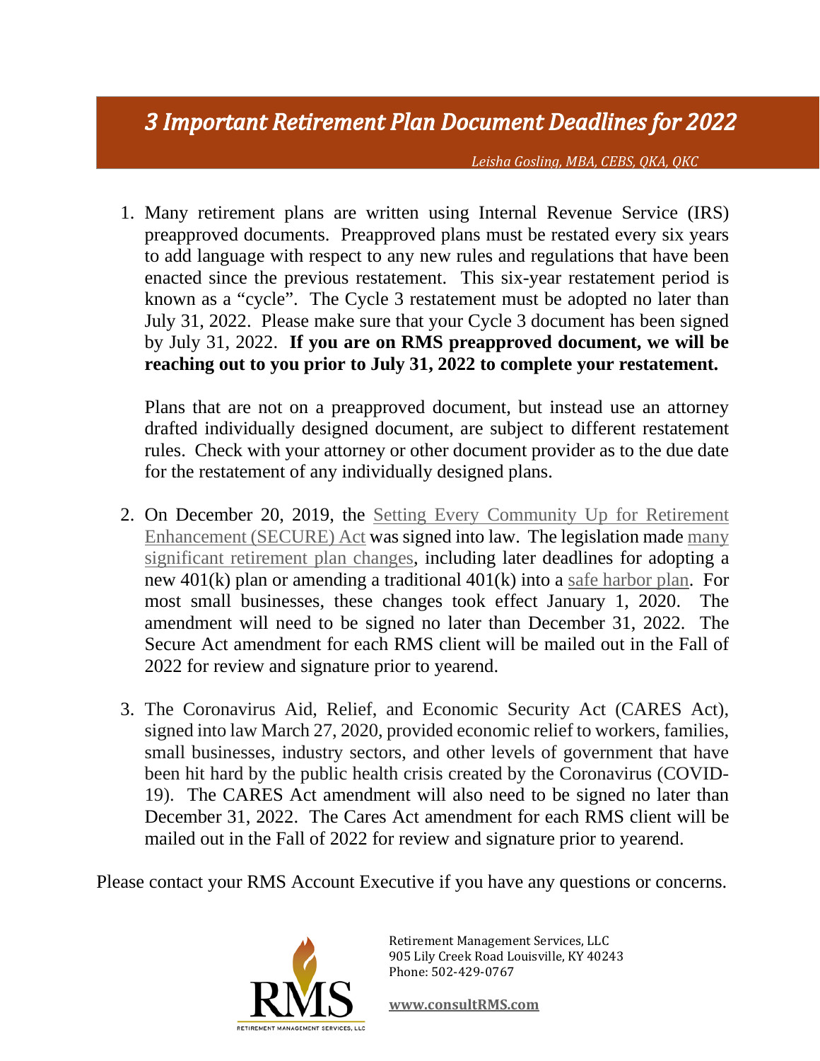# *3 Important Retirement Plan Document Deadlines for 2022*

*Leisha Gosling, MBA, CEBS, QKA, QKC*

1. Many retirement plans are written using Internal Revenue Service (IRS) preapproved documents. Preapproved plans must be restated every six years to add language with respect to any new rules and regulations that have been enacted since the previous restatement. This six-year restatement period is known as a "cycle". The Cycle 3 restatement must be adopted no later than July 31, 2022. Please make sure that your Cycle 3 document has been signed by July 31, 2022. **If you are on RMS preapproved document, we will be reaching out to you prior to July 31, 2022 to complete your restatement.**

   Plans that are not on a preapproved document, but instead use an attorney drafted individually designed document, are subject to different restatement rules. Check with your attorney or other document provider as to the due date for the restatement of any individually designed plans.

2. On December 20, 2019, the Setting Every Community Up for Retirement Enhancement (SECURE) Act was signed into law. The legislation made many significant retirement plan changes, including later deadlines for adopting a new 401(k) plan or amending a traditional 401(k) into a safe harbor plan. For most small businesses, these changes took effect January 1, 2020. The amendment will need to be signed no later than December 31, 2022. The Secure Act amendment for each RMS client will be mailed out in the Fall of 2022 for review and signature prior to yearend.

3. The Coronavirus Aid, Relief, and Economic Security Act (CARES Act), signed into law March 27, 2020, provided economic relief to workers, families, small businesses, industry sectors, and other levels of government that have been hit hard by the public health crisis created by the Coronavirus (COVID-19). The CARES Act amendment will also need to be signed no later than December 31, 2022. The Cares Act amendment for each RMS client will be mailed out in the Fall of 2022 for review and signature prior to yearend.

Please contact your RMS Account Executive if you have any questions or concerns.

RMS
RETIREMENT MANAGEMENT SERVICES, LLC

Retirement Management Services, LLC
905 Lily Creek Road Louisville, KY 40243
Phone: 502-429-0767

**www.consultRMS.com**